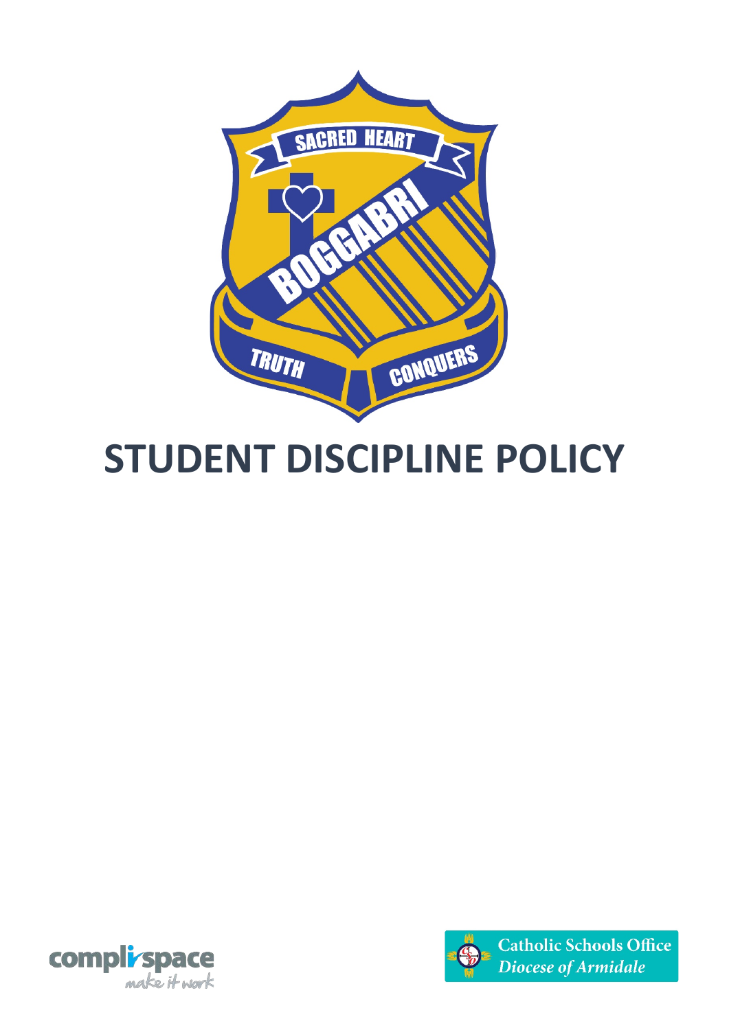# STUDENT DISCIPLINE POLICY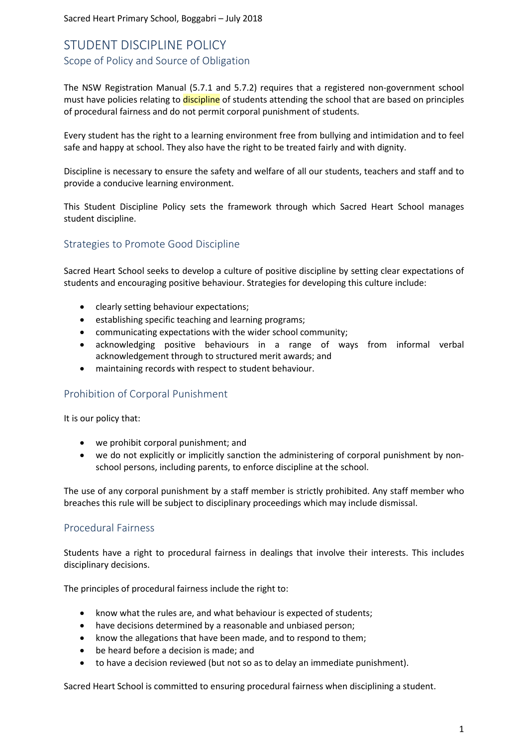# STUDENT DISCIPLINE POLICY

## Scope of Policy and Source of Obligation

The NSW Registration Manual (5.7.1 and 5.7.2) requires that a registered non-government school must have policies relating to discipline of students attending the school that are based on principles of procedural fairness and do not permit corporal punishment of students.

Every student has the right to a learning environment free from bullying and intimidation and to feel safe and happy at school. They also have the right to be treated fairly and with dignity.

Discipline is necessary to ensure the safety and welfare of all our students, teachers and staff and to provide a conducive learning environment.

This Student Discipline Policy sets the framework through which Sacred Heart School manages student discipline.

## Strategies to Promote Good Discipline

Sacred Heart School seeks to develop a culture of positive discipline by setting clear expectations of students and encouraging positive behaviour. Strategies for developing this culture include:

- clearly setting behaviour expectations;
- establishing specific teaching and learning programs;
- communicating expectations with the wider school community;
- acknowledging positive behaviours in a range of ways from informal verbal acknowledgement through to structured merit awards; and
- maintaining records with respect to student behaviour.

## Prohibition of Corporal Punishment

It is our policy that:

- we prohibit corporal punishment; and
- we do not explicitly or implicitly sanction the administering of corporal punishment by non-school persons, including parents, to enforce discipline at the school.

The use of any corporal punishment by a staff member is strictly prohibited. Any staff member who breaches this rule will be subject to disciplinary proceedings which may include dismissal.

## Procedural Fairness

Students have a right to procedural fairness in dealings that involve their interests. This includes disciplinary decisions.

The principles of procedural fairness include the right to:

- know what the rules are, and what behaviour is expected of students;
- have decisions determined by a reasonable and unbiased person;
- know the allegations that have been made, and to respond to them;
- be heard before a decision is made; and
- to have a decision reviewed (but not so as to delay an immediate punishment).

Sacred Heart School is committed to ensuring procedural fairness when disciplining a student.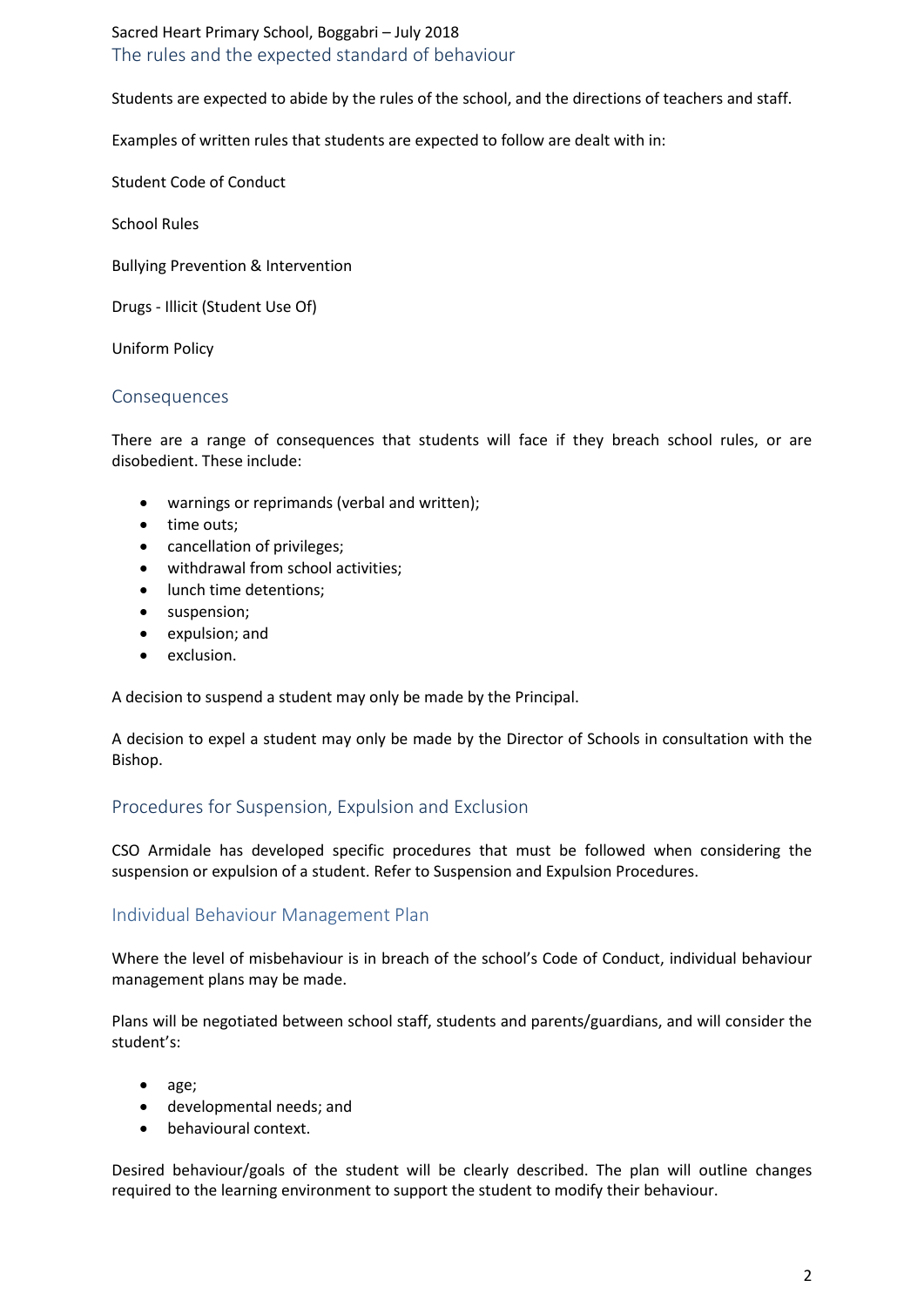## The rules and the expected standard of behaviour

Students are expected to abide by the rules of the school, and the directions of teachers and staff.

Examples of written rules that students are expected to follow are dealt with in:

Student Code of Conduct

School Rules

Bullying Prevention & Intervention

Drugs - Illicit (Student Use Of)

Uniform Policy

## Consequences

There are a range of consequences that students will face if they breach school rules, or are disobedient. These include:

- warnings or reprimands (verbal and written);
- time outs;
- cancellation of privileges;
- withdrawal from school activities;
- lunch time detentions;
- suspension;
- expulsion; and
- exclusion.

A decision to suspend a student may only be made by the Principal.

A decision to expel a student may only be made by the Director of Schools in consultation with the Bishop.

## Procedures for Suspension, Expulsion and Exclusion

CSO Armidale has developed specific procedures that must be followed when considering the suspension or expulsion of a student. Refer to Suspension and Expulsion Procedures.

## Individual Behaviour Management Plan

Where the level of misbehaviour is in breach of the school's Code of Conduct, individual behaviour management plans may be made.

Plans will be negotiated between school staff, students and parents/guardians, and will consider the student's:

- age;
- developmental needs; and
- behavioural context.

Desired behaviour/goals of the student will be clearly described. The plan will outline changes required to the learning environment to support the student to modify their behaviour.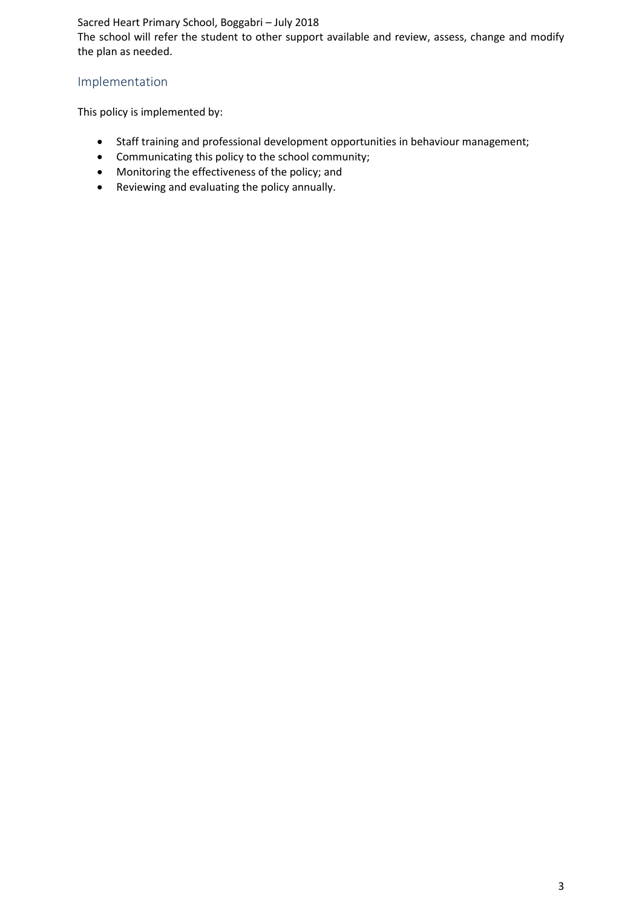The school will refer the student to other support available and review, assess, change and modify the plan as needed.

## Implementation

This policy is implemented by:

- Staff training and professional development opportunities in behaviour management;
- Communicating this policy to the school community;
- Monitoring the effectiveness of the policy; and
- Reviewing and evaluating the policy annually.